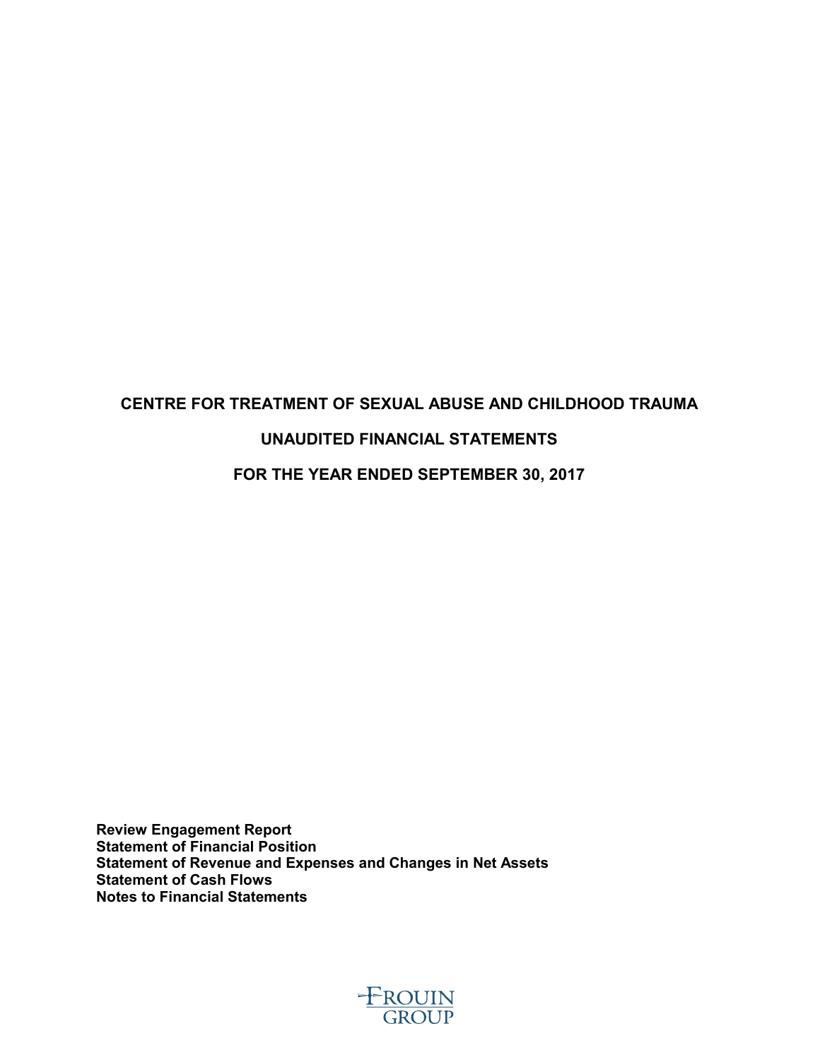# CENTRE FOR TREATMENT OF SEXUAL ABUSE AND CHILDHOOD TRAUMA

## UNAUDITED FINANCIAL STATEMENTS

## FOR THE YEAR ENDED SEPTEMBER 30, 2017

**Review Engagement Report**
**Statement of Financial Position**
**Statement of Revenue and Expenses and Changes in Net Assets**
**Statement of Cash Flows**
**Notes to Financial Statements**

FROUIN GROUP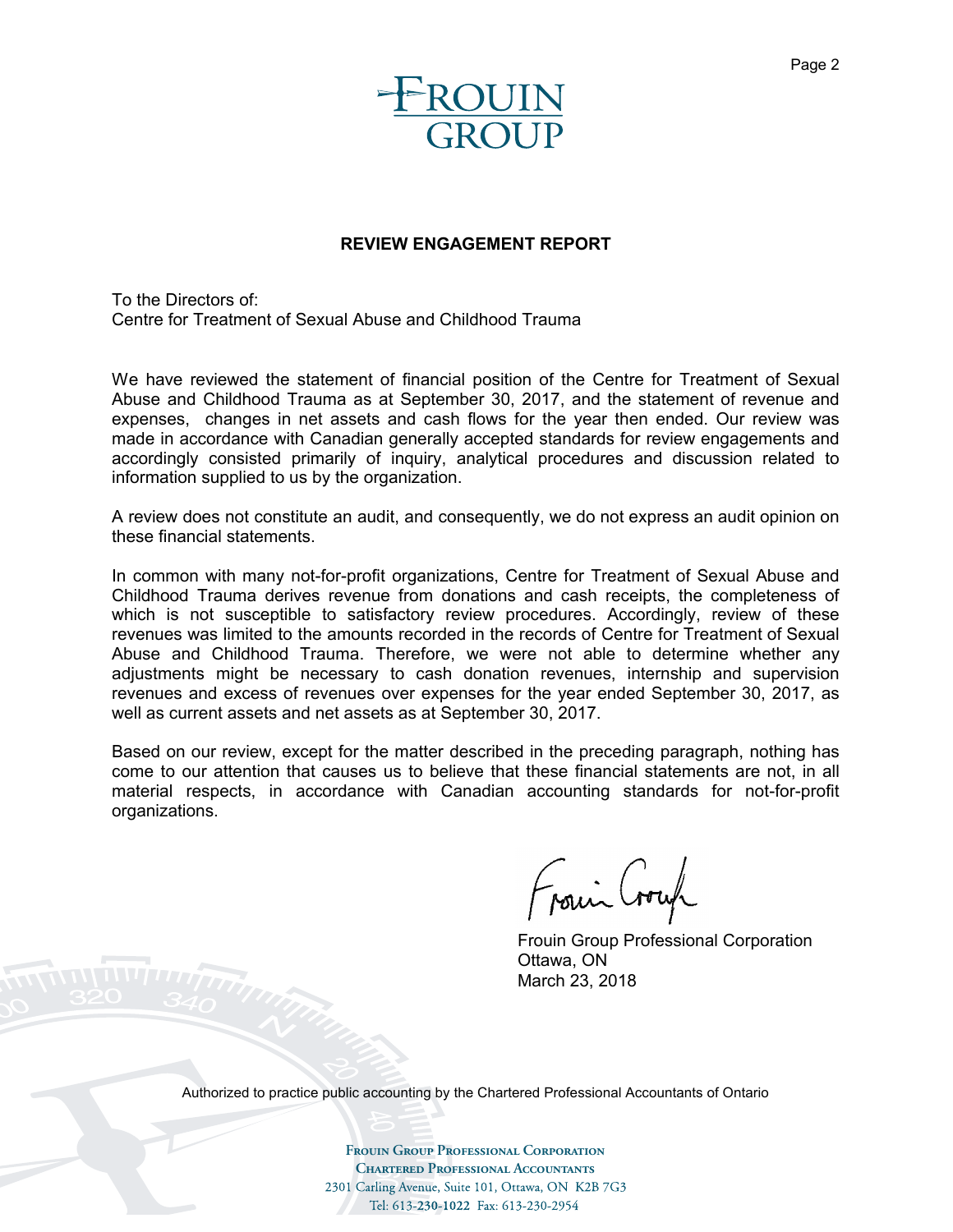FROUIN GROUP

## REVIEW ENGAGEMENT REPORT

To the Directors of:
Centre for Treatment of Sexual Abuse and Childhood Trauma

We have reviewed the statement of financial position of the Centre for Treatment of Sexual Abuse and Childhood Trauma as at September 30, 2017, and the statement of revenue and expenses, changes in net assets and cash flows for the year then ended. Our review was made in accordance with Canadian generally accepted standards for review engagements and accordingly consisted primarily of inquiry, analytical procedures and discussion related to information supplied to us by the organization.

A review does not constitute an audit, and consequently, we do not express an audit opinion on these financial statements.

In common with many not-for-profit organizations, Centre for Treatment of Sexual Abuse and Childhood Trauma derives revenue from donations and cash receipts, the completeness of which is not susceptible to satisfactory review procedures. Accordingly, review of these revenues was limited to the amounts recorded in the records of Centre for Treatment of Sexual Abuse and Childhood Trauma. Therefore, we were not able to determine whether any adjustments might be necessary to cash donation revenues, internship and supervision revenues and excess of revenues over expenses for the year ended September 30, 2017, as well as current assets and net assets as at September 30, 2017.

Based on our review, except for the matter described in the preceding paragraph, nothing has come to our attention that causes us to believe that these financial statements are not, in all material respects, in accordance with Canadian accounting standards for not-for-profit organizations.

Frouin Group

Frouin Group Professional Corporation
Ottawa, ON
March 23, 2018

Authorized to practice public accounting by the Chartered Professional Accountants of Ontario

FROUIN GROUP PROFESSIONAL CORPORATION
CHARTERED PROFESSIONAL ACCOUNTANTS
2301 Carling Avenue, Suite 101, Ottawa, ON K2B 7G3
Tel: 613-230-1022 Fax: 613-230-2954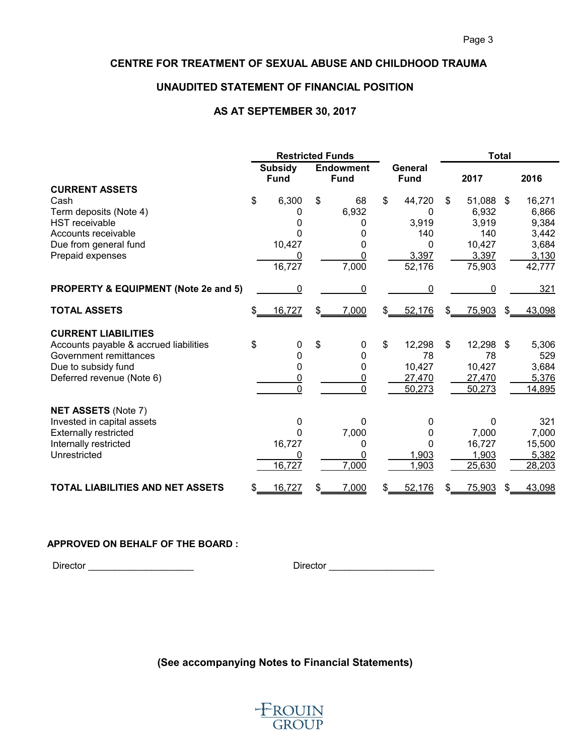# CENTRE FOR TREATMENT OF SEXUAL ABUSE AND CHILDHOOD TRAUMA

## UNAUDITED STATEMENT OF FINANCIAL POSITION

### AS AT SEPTEMBER 30, 2017

| | Restricted Funds | | | Total | |
|---|---|---|---|---|---|
| | Subsidy Fund | Endowment Fund | General Fund | 2017 | 2016 |
| **CURRENT ASSETS** | | | | | |
| Cash | $ 6,300 | $ 68 | $ 44,720 | $ 51,088 | $ 16,271 |
| Term deposits (Note 4) | 0 | 6,932 | 0 | 6,932 | 6,866 |
| HST receivable | 0 | 0 | 3,919 | 3,919 | 9,384 |
| Accounts receivable | 0 | 0 | 140 | 140 | 3,442 |
| Due from general fund | 10,427 | 0 | 0 | 10,427 | 3,684 |
| Prepaid expenses | 0 | 0 | 3,397 | 3,397 | 3,130 |
| | 16,727 | 7,000 | 52,176 | 75,903 | 42,777 |
| **PROPERTY & EQUIPMENT (Note 2e and 5)** | 0 | 0 | 0 | 0 | 321 |
| **TOTAL ASSETS** | $ 16,727 | $ 7,000 | $ 52,176 | $ 75,903 | $ 43,098 |
| **CURRENT LIABILITIES** | | | | | |
| Accounts payable & accrued liabilities | $ 0 | $ 0 | $ 12,298 | $ 12,298 | $ 5,306 |
| Government remittances | 0 | 0 | 78 | 78 | 529 |
| Due to subsidy fund | 0 | 0 | 10,427 | 10,427 | 3,684 |
| Deferred revenue (Note 6) | 0 | 0 | 27,470 | 27,470 | 5,376 |
| | 0 | 0 | 50,273 | 50,273 | 14,895 |
| **NET ASSETS** (Note 7) | | | | | |
| Invested in capital assets | 0 | 0 | 0 | 0 | 321 |
| Externally restricted | 0 | 7,000 | 0 | 7,000 | 7,000 |
| Internally restricted | 16,727 | 0 | 0 | 16,727 | 15,500 |
| Unrestricted | 0 | 0 | 1,903 | 1,903 | 5,382 |
| | 16,727 | 7,000 | 1,903 | 25,630 | 28,203 |
| **TOTAL LIABILITIES AND NET ASSETS** | $ 16,727 | $ 7,000 | $ 52,176 | $ 75,903 | $ 43,098 |

**APPROVED ON BEHALF OF THE BOARD :**

Director ____________________ Director ____________________

**(See accompanying Notes to Financial Statements)**

FROUIN GROUP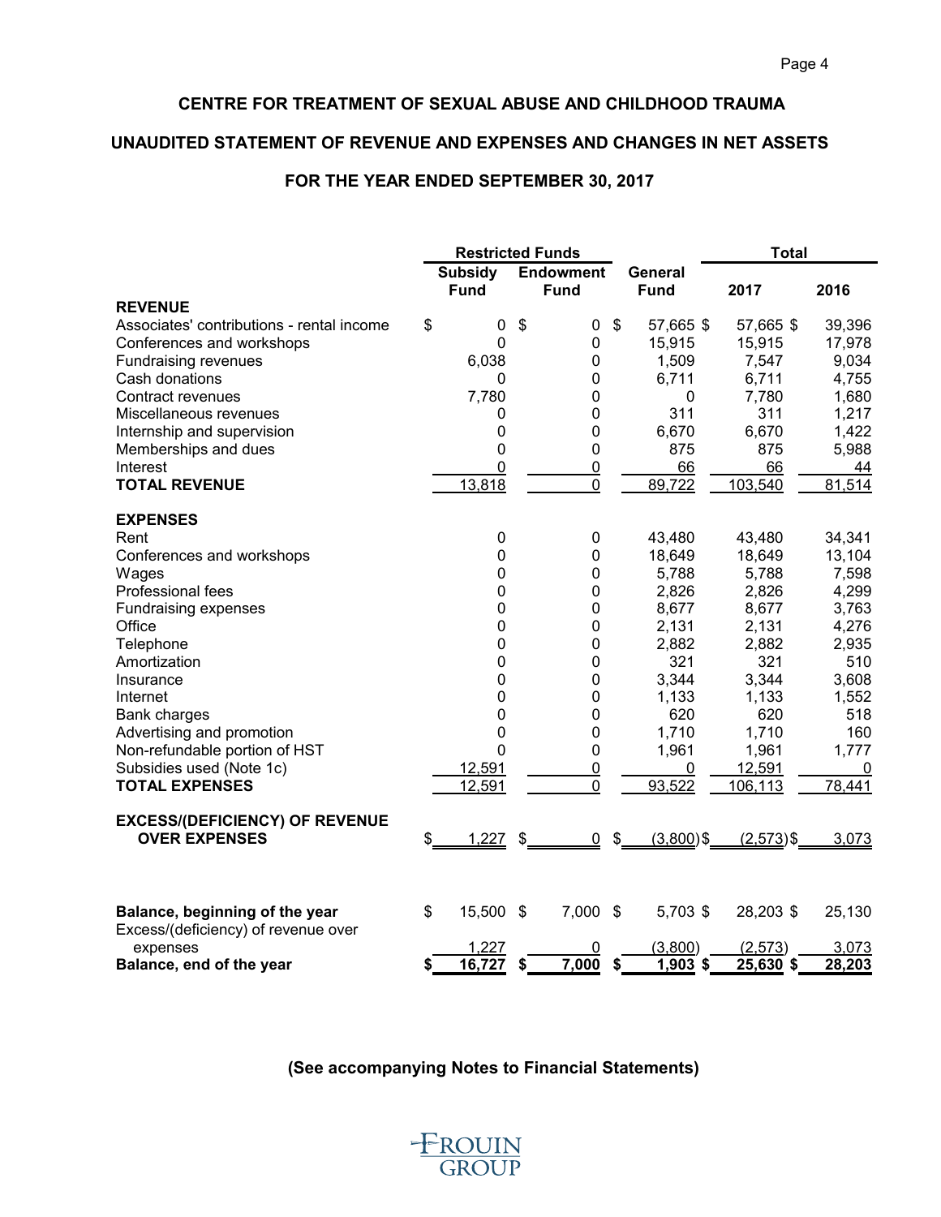## CENTRE FOR TREATMENT OF SEXUAL ABUSE AND CHILDHOOD TRAUMA

## UNAUDITED STATEMENT OF REVENUE AND EXPENSES AND CHANGES IN NET ASSETS

## FOR THE YEAR ENDED SEPTEMBER 30, 2017

| | Restricted Funds | | | Total | |
|---|---|---|---|---|---|
| | Subsidy Fund | Endowment Fund | General Fund | 2017 | 2016 |
| **REVENUE** | | | | | |
| Associates' contributions - rental income | $ 0 | $ 0 | $ 57,665 | $ 57,665 | $ 39,396 |
| Conferences and workshops | 0 | 0 | 15,915 | 15,915 | 17,978 |
| Fundraising revenues | 6,038 | 0 | 1,509 | 7,547 | 9,034 |
| Cash donations | 0 | 0 | 6,711 | 6,711 | 4,755 |
| Contract revenues | 7,780 | 0 | 0 | 7,780 | 1,680 |
| Miscellaneous revenues | 0 | 0 | 311 | 311 | 1,217 |
| Internship and supervision | 0 | 0 | 6,670 | 6,670 | 1,422 |
| Memberships and dues | 0 | 0 | 875 | 875 | 5,988 |
| Interest | 0 | 0 | 66 | 66 | 44 |
| **TOTAL REVENUE** | 13,818 | 0 | 89,722 | 103,540 | 81,514 |
| **EXPENSES** | | | | | |
| Rent | 0 | 0 | 43,480 | 43,480 | 34,341 |
| Conferences and workshops | 0 | 0 | 18,649 | 18,649 | 13,104 |
| Wages | 0 | 0 | 5,788 | 5,788 | 7,598 |
| Professional fees | 0 | 0 | 2,826 | 2,826 | 4,299 |
| Fundraising expenses | 0 | 0 | 8,677 | 8,677 | 3,763 |
| Office | 0 | 0 | 2,131 | 2,131 | 4,276 |
| Telephone | 0 | 0 | 2,882 | 2,882 | 2,935 |
| Amortization | 0 | 0 | 321 | 321 | 510 |
| Insurance | 0 | 0 | 3,344 | 3,344 | 3,608 |
| Internet | 0 | 0 | 1,133 | 1,133 | 1,552 |
| Bank charges | 0 | 0 | 620 | 620 | 518 |
| Advertising and promotion | 0 | 0 | 1,710 | 1,710 | 160 |
| Non-refundable portion of HST | 0 | 0 | 1,961 | 1,961 | 1,777 |
| Subsidies used (Note 1c) | 12,591 | 0 | 0 | 12,591 | 0 |
| **TOTAL EXPENSES** | 12,591 | 0 | 93,522 | 106,113 | 78,441 |
| **EXCESS/(DEFICIENCY) OF REVENUE OVER EXPENSES** | $ 1,227 | $ 0 | $ (3,800) | $ (2,573) | $ 3,073 |
| **Balance, beginning of the year** | $ 15,500 | $ 7,000 | $ 5,703 | $ 28,203 | $ 25,130 |
| Excess/(deficiency) of revenue over expenses | 1,227 | 0 | (3,800) | (2,573) | 3,073 |
| **Balance, end of the year** | **$ 16,727** | **$ 7,000** | **$ 1,903** | **$ 25,630** | **$ 28,203** |

**(See accompanying Notes to Financial Statements)**

FROUIN GROUP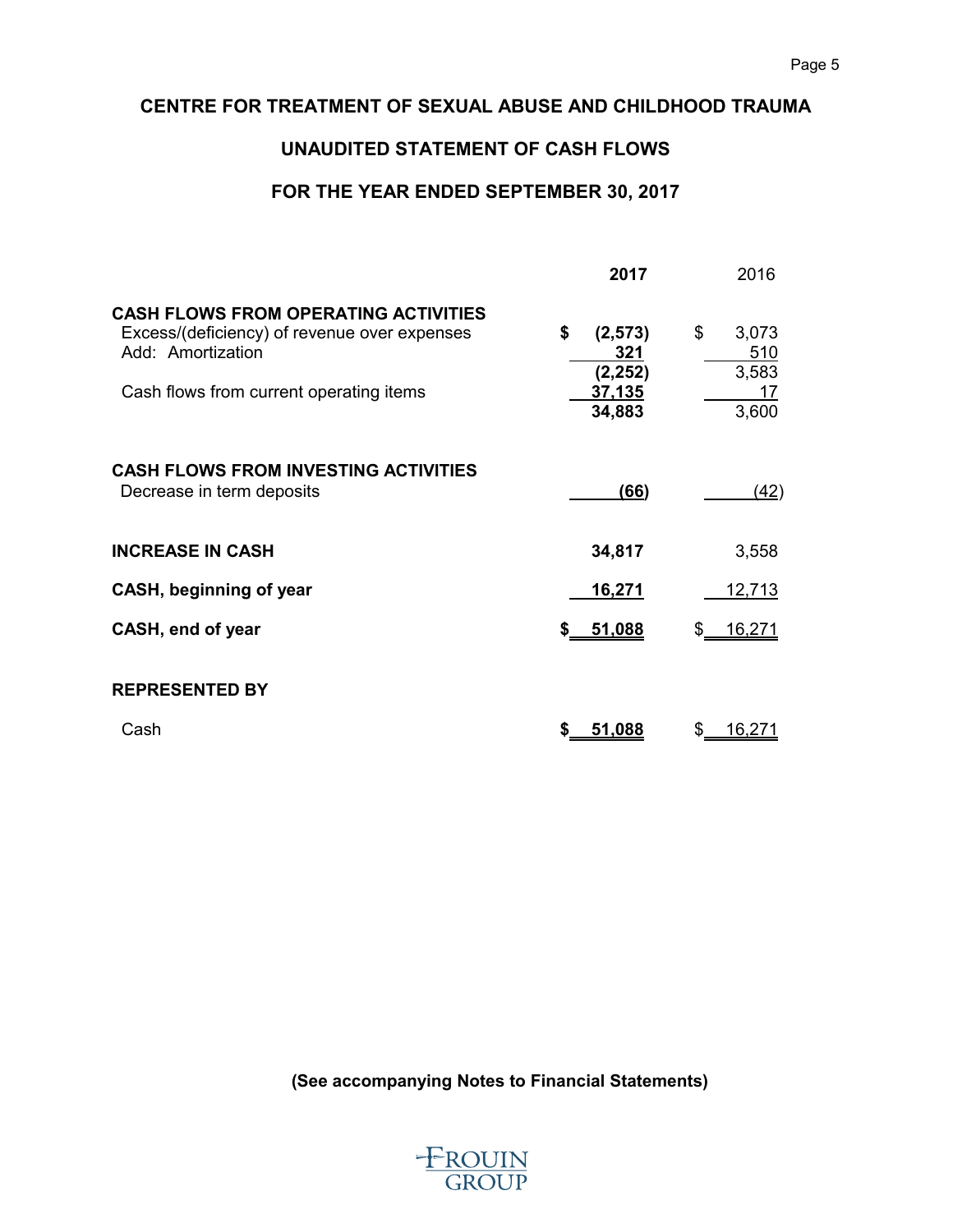# CENTRE FOR TREATMENT OF SEXUAL ABUSE AND CHILDHOOD TRAUMA

## UNAUDITED STATEMENT OF CASH FLOWS

## FOR THE YEAR ENDED SEPTEMBER 30, 2017

| | **2017** | 2016 |
|---|---|---|
| **CASH FLOWS FROM OPERATING ACTIVITIES** | | |
| Excess/(deficiency) of revenue over expenses | **$ (2,573)** | $ 3,073 |
| Add: Amortization | **321** | 510 |
| | **(2,252)** | 3,583 |
| Cash flows from current operating items | **37,135** | 17 |
| | **34,883** | 3,600 |
| **CASH FLOWS FROM INVESTING ACTIVITIES** | | |
| Decrease in term deposits | **(66)** | (42) |
| **INCREASE IN CASH** | **34,817** | 3,558 |
| **CASH, beginning of year** | **16,271** | 12,713 |
| **CASH, end of year** | **$ 51,088** | $ 16,271 |
| **REPRESENTED BY** | | |
| Cash | **$ 51,088** | $ 16,271 |

**(See accompanying Notes to Financial Statements)**

FROUIN GROUP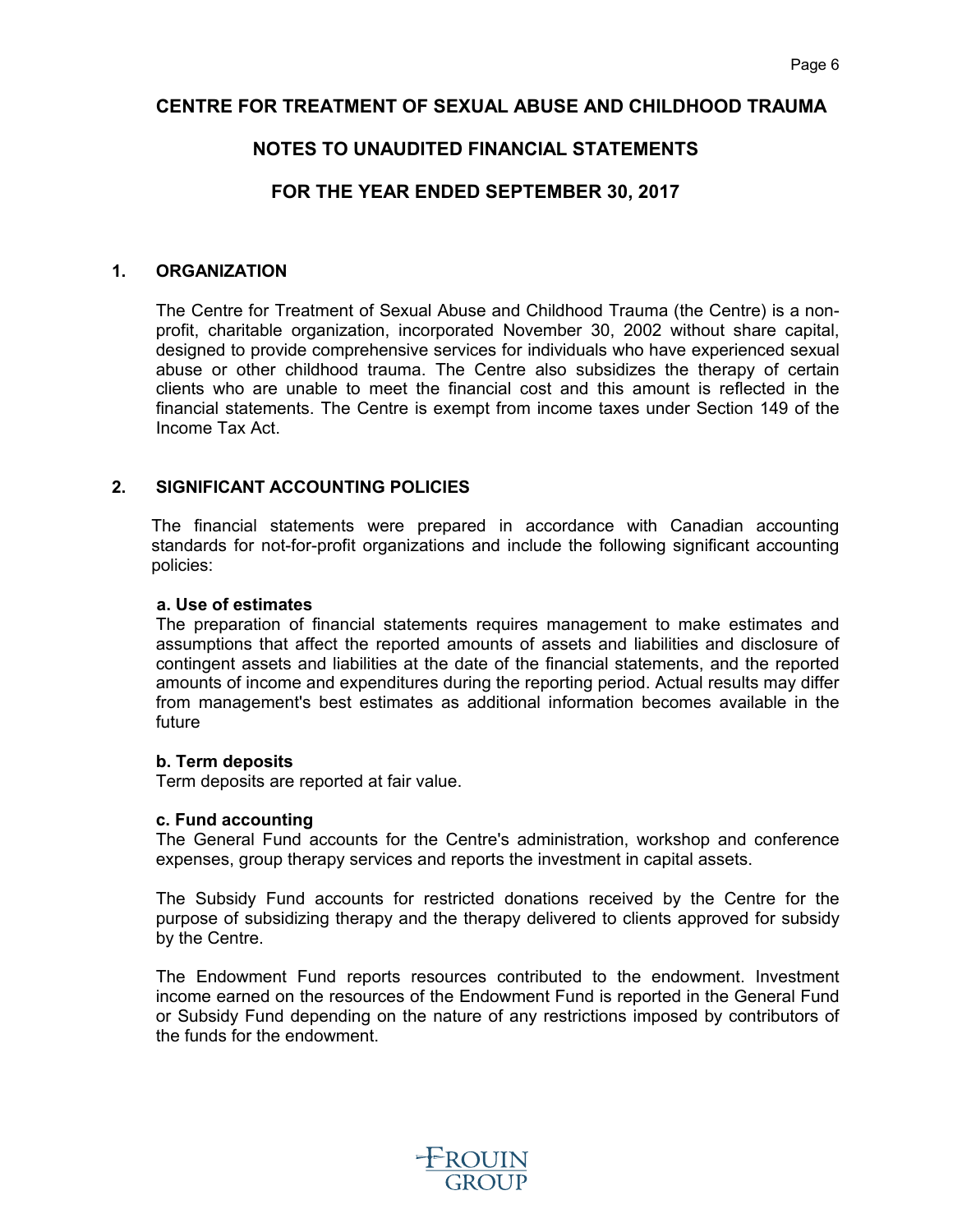# CENTRE FOR TREATMENT OF SEXUAL ABUSE AND CHILDHOOD TRAUMA

## NOTES TO UNAUDITED FINANCIAL STATEMENTS

## FOR THE YEAR ENDED SEPTEMBER 30, 2017

### 1. ORGANIZATION

The Centre for Treatment of Sexual Abuse and Childhood Trauma (the Centre) is a non-profit, charitable organization, incorporated November 30, 2002 without share capital, designed to provide comprehensive services for individuals who have experienced sexual abuse or other childhood trauma. The Centre also subsidizes the therapy of certain clients who are unable to meet the financial cost and this amount is reflected in the financial statements. The Centre is exempt from income taxes under Section 149 of the Income Tax Act.

### 2. SIGNIFICANT ACCOUNTING POLICIES

The financial statements were prepared in accordance with Canadian accounting standards for not-for-profit organizations and include the following significant accounting policies:

**a. Use of estimates**
The preparation of financial statements requires management to make estimates and assumptions that affect the reported amounts of assets and liabilities and disclosure of contingent assets and liabilities at the date of the financial statements, and the reported amounts of income and expenditures during the reporting period. Actual results may differ from management's best estimates as additional information becomes available in the future

**b. Term deposits**
Term deposits are reported at fair value.

**c. Fund accounting**
The General Fund accounts for the Centre's administration, workshop and conference expenses, group therapy services and reports the investment in capital assets.

The Subsidy Fund accounts for restricted donations received by the Centre for the purpose of subsidizing therapy and the therapy delivered to clients approved for subsidy by the Centre.

The Endowment Fund reports resources contributed to the endowment. Investment income earned on the resources of the Endowment Fund is reported in the General Fund or Subsidy Fund depending on the nature of any restrictions imposed by contributors of the funds for the endowment.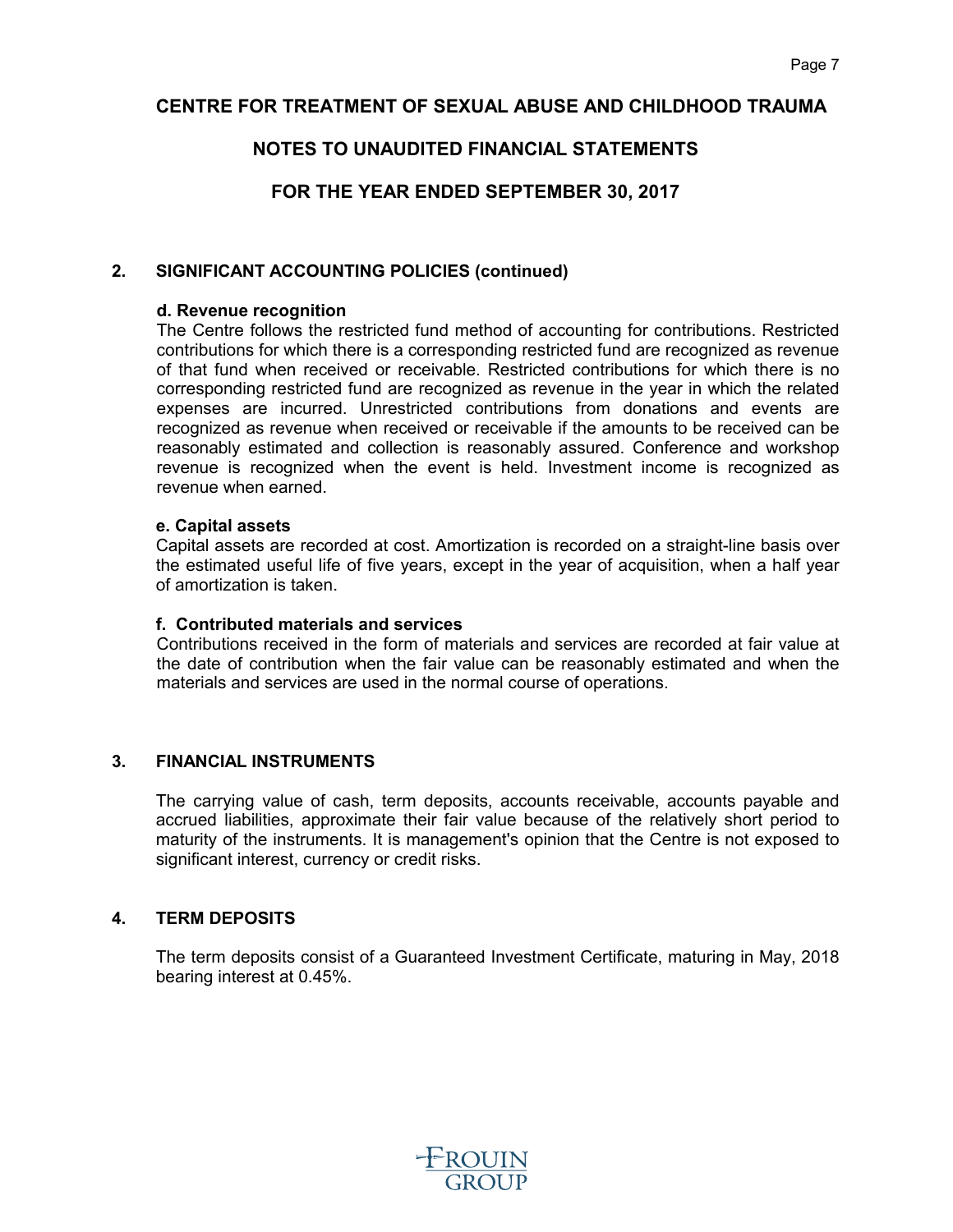# CENTRE FOR TREATMENT OF SEXUAL ABUSE AND CHILDHOOD TRAUMA

## NOTES TO UNAUDITED FINANCIAL STATEMENTS

## FOR THE YEAR ENDED SEPTEMBER 30, 2017

### 2. SIGNIFICANT ACCOUNTING POLICIES (continued)

**d. Revenue recognition**

The Centre follows the restricted fund method of accounting for contributions. Restricted contributions for which there is a corresponding restricted fund are recognized as revenue of that fund when received or receivable. Restricted contributions for which there is no corresponding restricted fund are recognized as revenue in the year in which the related expenses are incurred. Unrestricted contributions from donations and events are recognized as revenue when received or receivable if the amounts to be received can be reasonably estimated and collection is reasonably assured. Conference and workshop revenue is recognized when the event is held. Investment income is recognized as revenue when earned.

**e. Capital assets**

Capital assets are recorded at cost. Amortization is recorded on a straight-line basis over the estimated useful life of five years, except in the year of acquisition, when a half year of amortization is taken.

**f. Contributed materials and services**

Contributions received in the form of materials and services are recorded at fair value at the date of contribution when the fair value can be reasonably estimated and when the materials and services are used in the normal course of operations.

### 3. FINANCIAL INSTRUMENTS

The carrying value of cash, term deposits, accounts receivable, accounts payable and accrued liabilities, approximate their fair value because of the relatively short period to maturity of the instruments. It is management's opinion that the Centre is not exposed to significant interest, currency or credit risks.

### 4. TERM DEPOSITS

The term deposits consist of a Guaranteed Investment Certificate, maturing in May, 2018 bearing interest at 0.45%.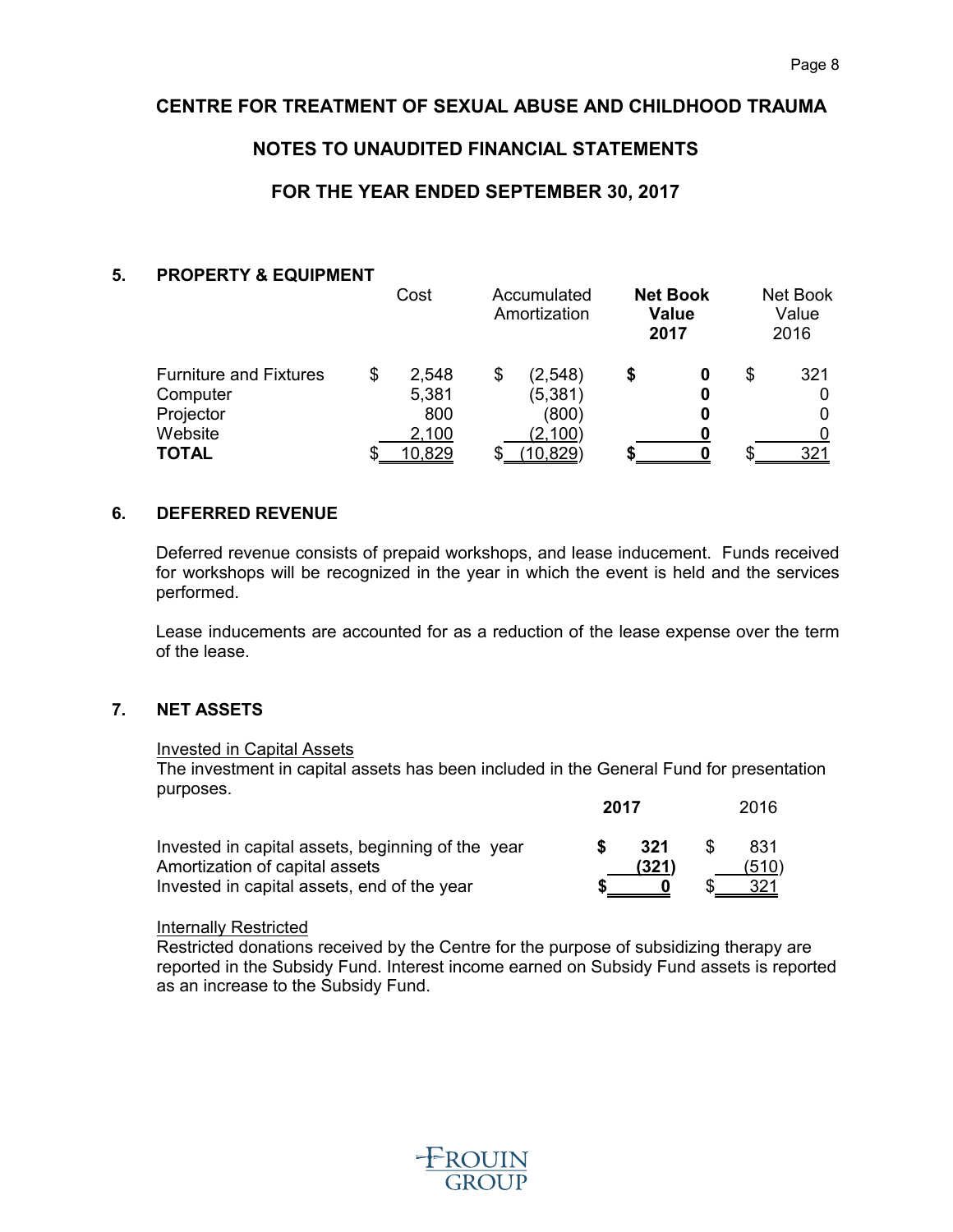# CENTRE FOR TREATMENT OF SEXUAL ABUSE AND CHILDHOOD TRAUMA

## NOTES TO UNAUDITED FINANCIAL STATEMENTS

## FOR THE YEAR ENDED SEPTEMBER 30, 2017

### 5. PROPERTY & EQUIPMENT

| | Cost | Accumulated Amortization | **Net Book Value 2017** | Net Book Value 2016 |
|---|---|---|---|---|
| Furniture and Fixtures | $ 2,548 | $ (2,548) | **$ 0** | $ 321 |
| Computer | 5,381 | (5,381) | **0** | 0 |
| Projector | 800 | (800) | **0** | 0 |
| Website | 2,100 | (2,100) | **0** | 0 |
| **TOTAL** | $ 10,829 | $ (10,829) | **$ 0** | $ 321 |

### 6. DEFERRED REVENUE

Deferred revenue consists of prepaid workshops, and lease inducement. Funds received for workshops will be recognized in the year in which the event is held and the services performed.

Lease inducements are accounted for as a reduction of the lease expense over the term of the lease.

### 7. NET ASSETS

Invested in Capital Assets

The investment in capital assets has been included in the General Fund for presentation purposes.

| | **2017** | 2016 |
|---|---|---|
| Invested in capital assets, beginning of the year | **$ 321** | $ 831 |
| Amortization of capital assets | **(321)** | (510) |
| Invested in capital assets, end of the year | **$ 0** | $ 321 |

Internally Restricted

Restricted donations received by the Centre for the purpose of subsidizing therapy are reported in the Subsidy Fund. Interest income earned on Subsidy Fund assets is reported as an increase to the Subsidy Fund.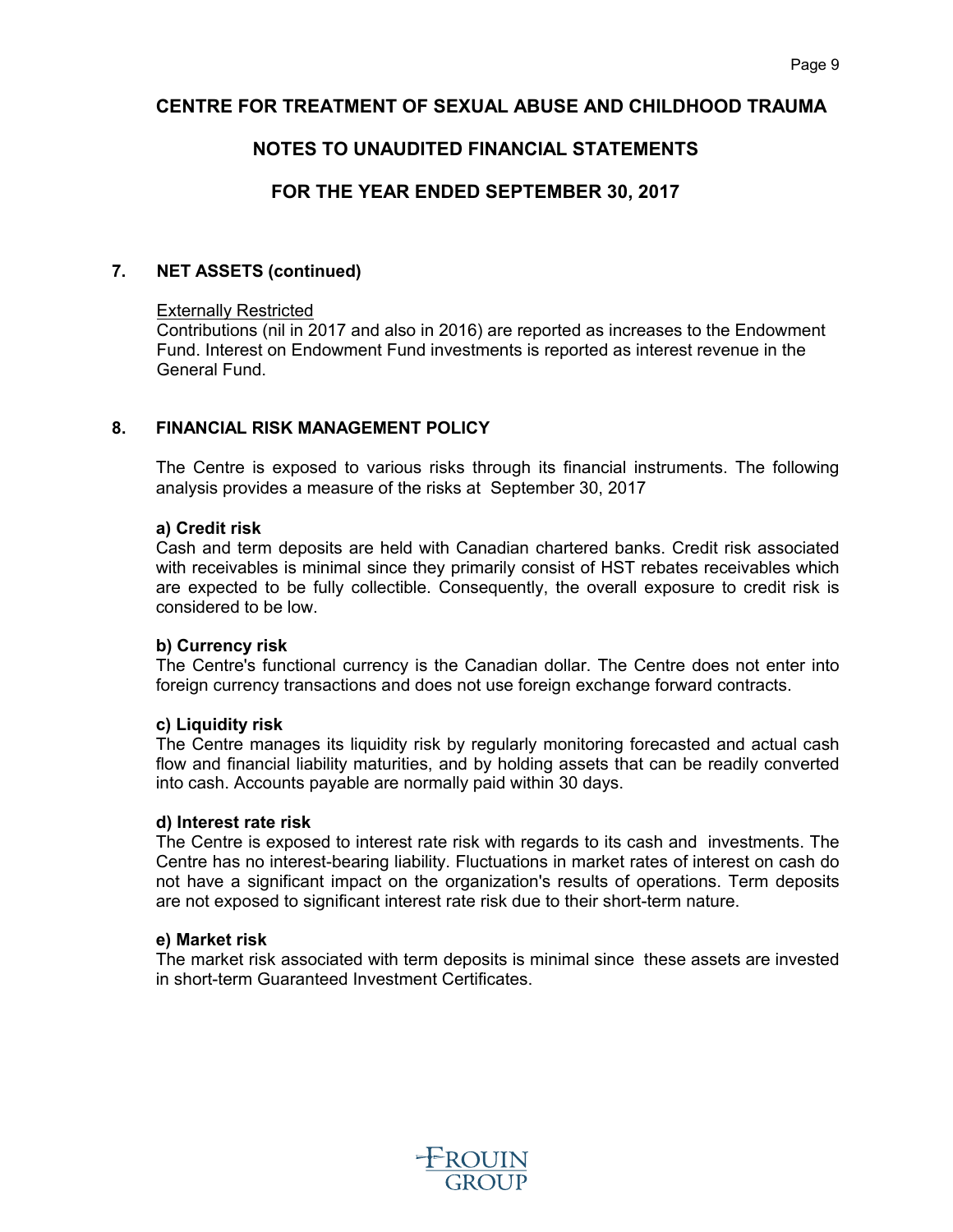# CENTRE FOR TREATMENT OF SEXUAL ABUSE AND CHILDHOOD TRAUMA

## NOTES TO UNAUDITED FINANCIAL STATEMENTS

## FOR THE YEAR ENDED SEPTEMBER 30, 2017

### 7. NET ASSETS (continued)

Externally Restricted

Contributions (nil in 2017 and also in 2016) are reported as increases to the Endowment Fund. Interest on Endowment Fund investments is reported as interest revenue in the General Fund.

### 8. FINANCIAL RISK MANAGEMENT POLICY

The Centre is exposed to various risks through its financial instruments. The following analysis provides a measure of the risks at September 30, 2017

**a) Credit risk**

Cash and term deposits are held with Canadian chartered banks. Credit risk associated with receivables is minimal since they primarily consist of HST rebates receivables which are expected to be fully collectible. Consequently, the overall exposure to credit risk is considered to be low.

**b) Currency risk**

The Centre's functional currency is the Canadian dollar. The Centre does not enter into foreign currency transactions and does not use foreign exchange forward contracts.

**c) Liquidity risk**

The Centre manages its liquidity risk by regularly monitoring forecasted and actual cash flow and financial liability maturities, and by holding assets that can be readily converted into cash. Accounts payable are normally paid within 30 days.

**d) Interest rate risk**

The Centre is exposed to interest rate risk with regards to its cash and investments. The Centre has no interest-bearing liability. Fluctuations in market rates of interest on cash do not have a significant impact on the organization's results of operations. Term deposits are not exposed to significant interest rate risk due to their short-term nature.

**e) Market risk**

The market risk associated with term deposits is minimal since these assets are invested in short-term Guaranteed Investment Certificates.

FROUIN GROUP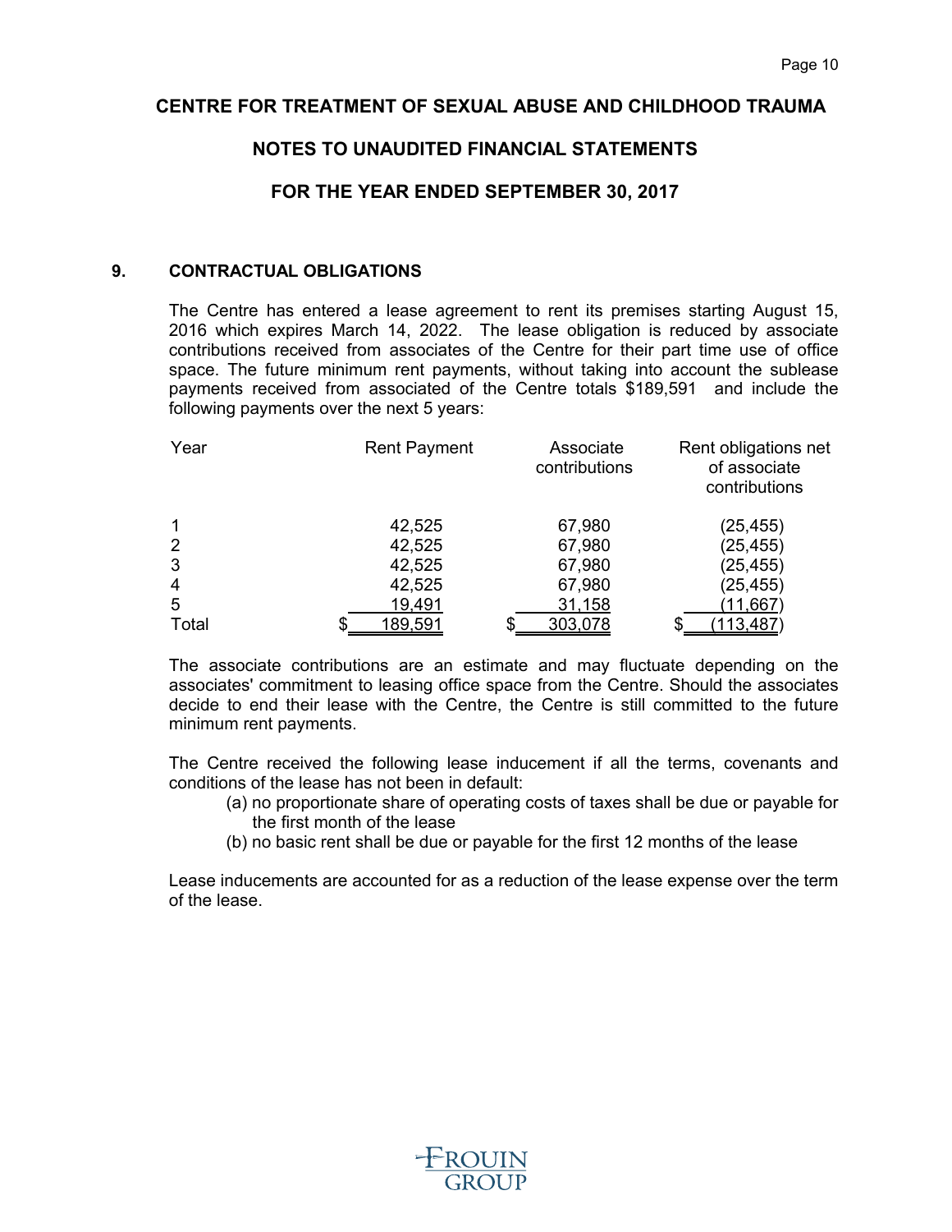# CENTRE FOR TREATMENT OF SEXUAL ABUSE AND CHILDHOOD TRAUMA

## NOTES TO UNAUDITED FINANCIAL STATEMENTS

## FOR THE YEAR ENDED SEPTEMBER 30, 2017

### 9. CONTRACTUAL OBLIGATIONS

The Centre has entered a lease agreement to rent its premises starting August 15, 2016 which expires March 14, 2022. The lease obligation is reduced by associate contributions received from associates of the Centre for their part time use of office space. The future minimum rent payments, without taking into account the sublease payments received from associated of the Centre totals $189,591 and include the following payments over the next 5 years:

| Year | Rent Payment | Associate contributions | Rent obligations net of associate contributions |
|---|---|---|---|
| 1 | 42,525 | 67,980 | (25,455) |
| 2 | 42,525 | 67,980 | (25,455) |
| 3 | 42,525 | 67,980 | (25,455) |
| 4 | 42,525 | 67,980 | (25,455) |
| 5 | 19,491 | 31,158 | (11,667) |
| Total | $ 189,591 | $ 303,078 | $ (113,487) |

The associate contributions are an estimate and may fluctuate depending on the associates' commitment to leasing office space from the Centre. Should the associates decide to end their lease with the Centre, the Centre is still committed to the future minimum rent payments.

The Centre received the following lease inducement if all the terms, covenants and conditions of the lease has not been in default:

(a) no proportionate share of operating costs of taxes shall be due or payable for the first month of the lease
(b) no basic rent shall be due or payable for the first 12 months of the lease

Lease inducements are accounted for as a reduction of the lease expense over the term of the lease.